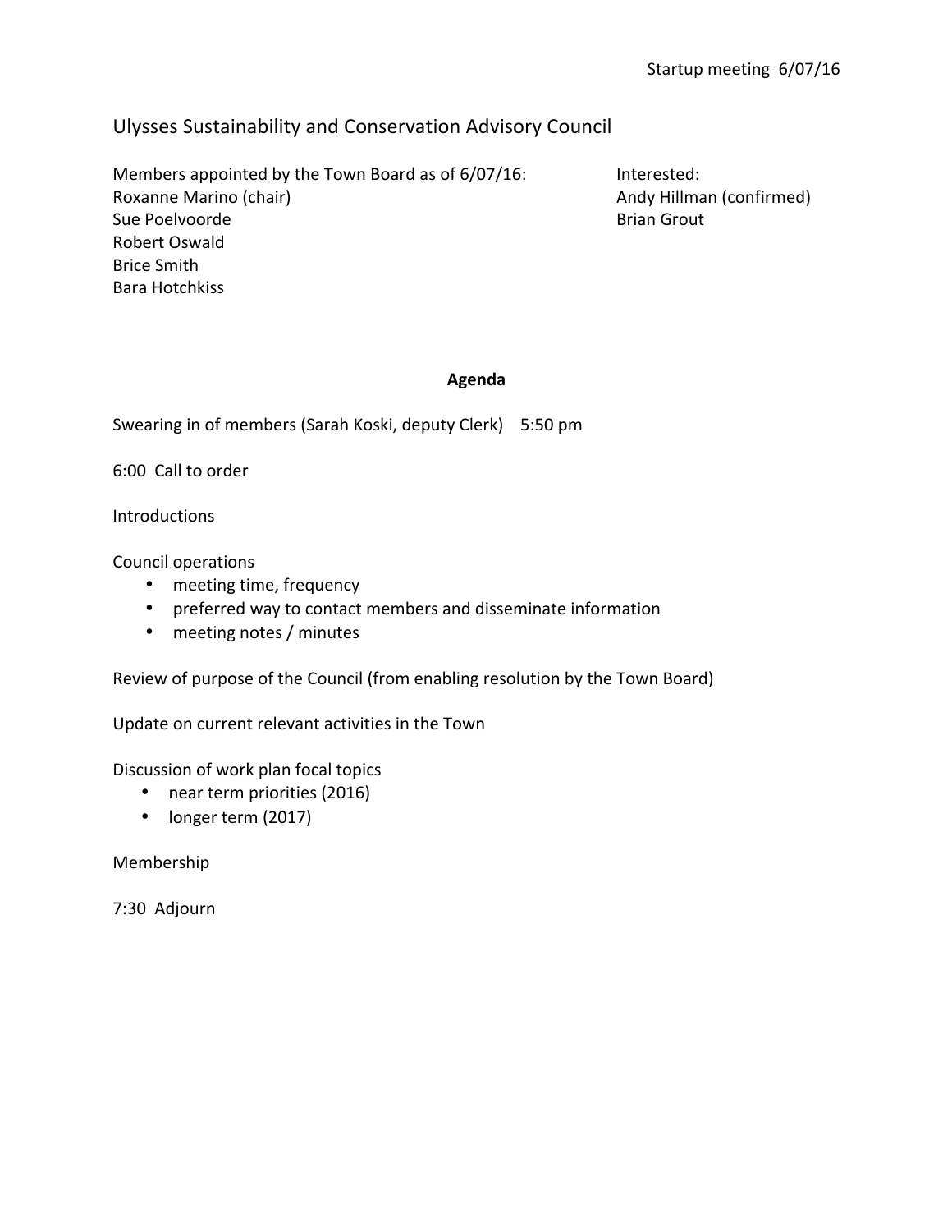Startup meeting 6/07/16

# Ulysses Sustainability and Conservation Advisory Council

Members appointed by the Town Board as of 6/07/16:
Roxanne Marino (chair)
Sue Poelvoorde
Robert Oswald
Brice Smith
Bara Hotchkiss

Interested:
Andy Hillman (confirmed)
Brian Grout

## **Agenda**

Swearing in of members (Sarah Koski, deputy Clerk) 5:50 pm

6:00 Call to order

Introductions

Council operations

- meeting time, frequency
- preferred way to contact members and disseminate information
- meeting notes / minutes

Review of purpose of the Council (from enabling resolution by the Town Board)

Update on current relevant activities in the Town

Discussion of work plan focal topics

- near term priorities (2016)
- longer term (2017)

Membership

7:30 Adjourn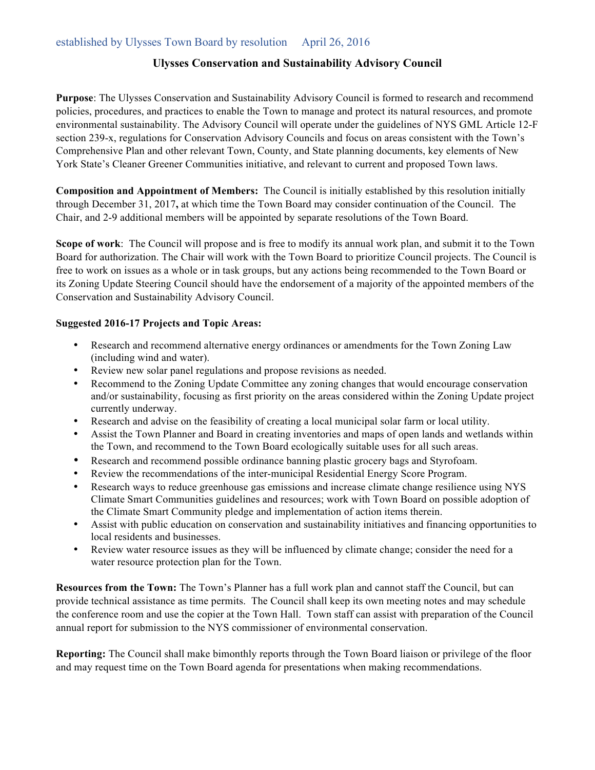established by Ulysses Town Board by resolution April 26, 2016

## Ulysses Conservation and Sustainability Advisory Council

**Purpose**: The Ulysses Conservation and Sustainability Advisory Council is formed to research and recommend policies, procedures, and practices to enable the Town to manage and protect its natural resources, and promote environmental sustainability. The Advisory Council will operate under the guidelines of NYS GML Article 12-F section 239-x, regulations for Conservation Advisory Councils and focus on areas consistent with the Town's Comprehensive Plan and other relevant Town, County, and State planning documents, key elements of New York State's Cleaner Greener Communities initiative, and relevant to current and proposed Town laws.

**Composition and Appointment of Members:** The Council is initially established by this resolution initially through December 31, 2017**,** at which time the Town Board may consider continuation of the Council. The Chair, and 2-9 additional members will be appointed by separate resolutions of the Town Board.

**Scope of work**: The Council will propose and is free to modify its annual work plan, and submit it to the Town Board for authorization. The Chair will work with the Town Board to prioritize Council projects. The Council is free to work on issues as a whole or in task groups, but any actions being recommended to the Town Board or its Zoning Update Steering Council should have the endorsement of a majority of the appointed members of the Conservation and Sustainability Advisory Council.

**Suggested 2016-17 Projects and Topic Areas:**

- Research and recommend alternative energy ordinances or amendments for the Town Zoning Law (including wind and water).
- Review new solar panel regulations and propose revisions as needed.
- Recommend to the Zoning Update Committee any zoning changes that would encourage conservation and/or sustainability, focusing as first priority on the areas considered within the Zoning Update project currently underway.
- Research and advise on the feasibility of creating a local municipal solar farm or local utility.
- Assist the Town Planner and Board in creating inventories and maps of open lands and wetlands within the Town, and recommend to the Town Board ecologically suitable uses for all such areas.
- Research and recommend possible ordinance banning plastic grocery bags and Styrofoam.
- Review the recommendations of the inter-municipal Residential Energy Score Program.
- Research ways to reduce greenhouse gas emissions and increase climate change resilience using NYS Climate Smart Communities guidelines and resources; work with Town Board on possible adoption of the Climate Smart Community pledge and implementation of action items therein.
- Assist with public education on conservation and sustainability initiatives and financing opportunities to local residents and businesses.
- Review water resource issues as they will be influenced by climate change; consider the need for a water resource protection plan for the Town.

**Resources from the Town:** The Town's Planner has a full work plan and cannot staff the Council, but can provide technical assistance as time permits. The Council shall keep its own meeting notes and may schedule the conference room and use the copier at the Town Hall. Town staff can assist with preparation of the Council annual report for submission to the NYS commissioner of environmental conservation.

**Reporting:** The Council shall make bimonthly reports through the Town Board liaison or privilege of the floor and may request time on the Town Board agenda for presentations when making recommendations.